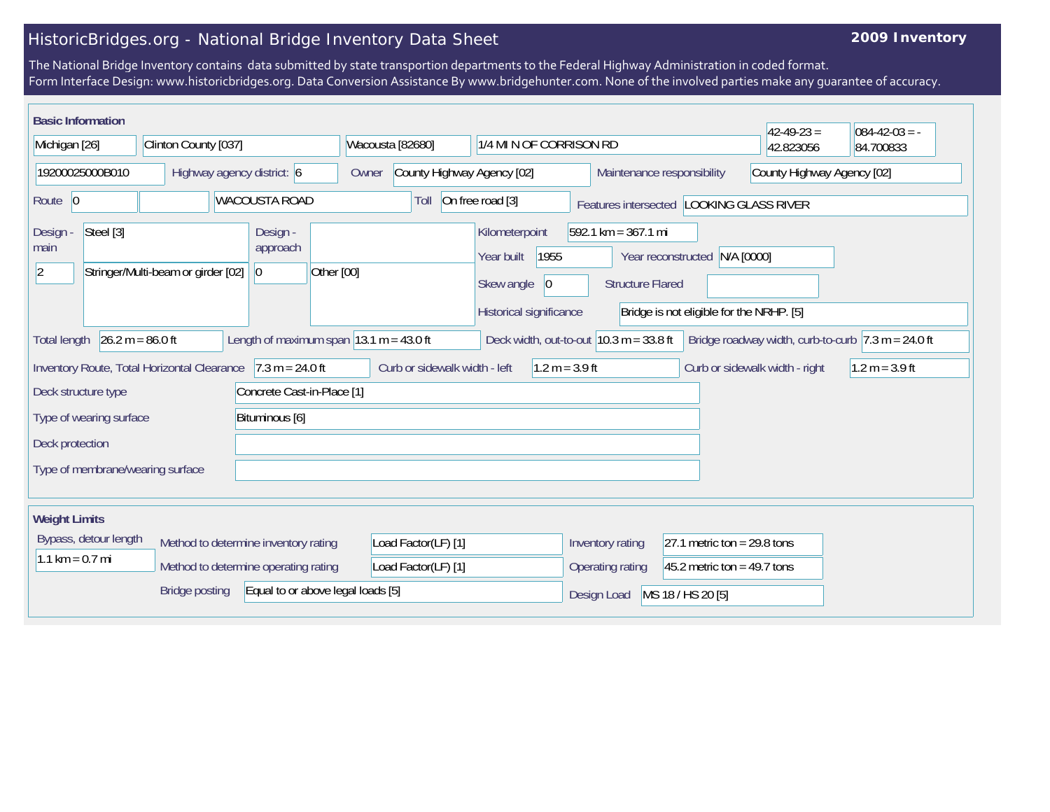# HistoricBridges.org - National Bridge Inventory Data Sheet

**2009 Inventory**

The National Bridge Inventory contains data submitted by state transportion departments to the Federal Highway Administration in coded format.
Form Interface Design: www.historicbridges.org. Data Conversion Assistance By www.bridgehunter.com. None of the involved parties make any guarantee of accuracy.

## Basic Information

| | |
|---|---|
| State | Michigan [26] |
| County | Clinton County [037] |
| Place | Wacousta [82680] |
| Location | 1/4 MI N OF CORRISON RD |
| Latitude | 42-49-23 = 42.823056 |
| Longitude | 084-42-03 = -84.700833 |
| Structure number | 19200025000B010 |
| Highway agency district | 6 |
| Owner | County Highway Agency [02] |
| Maintenance responsibility | County Highway Agency [02] |
| Route | 0 |
| Facility carried | WACOUSTA ROAD |
| Toll | On free road [3] |
| Features intersected | LOOKING GLASS RIVER |
| Design - main | Steel [3] |
| | 2 — Stringer/Multi-beam or girder [02] |
| Design - approach | |
| | 0 — Other [00] |
| Kilometerpoint | 592.1 km = 367.1 mi |
| Year built | 1955 |
| Year reconstructed | N/A [0000] |
| Skew angle | 0 |
| Structure Flared | |
| Historical significance | Bridge is not eligible for the NRHP. [5] |
| Total length | 26.2 m = 86.0 ft |
| Length of maximum span | 13.1 m = 43.0 ft |
| Deck width, out-to-out | 10.3 m = 33.8 ft |
| Bridge roadway width, curb-to-curb | 7.3 m = 24.0 ft |
| Inventory Route, Total Horizontal Clearance | 7.3 m = 24.0 ft |
| Curb or sidewalk width - left | 1.2 m = 3.9 ft |
| Curb or sidewalk width - right | 1.2 m = 3.9 ft |
| Deck structure type | Concrete Cast-in-Place [1] |
| Type of wearing surface | Bituminous [6] |
| Deck protection | |
| Type of membrane/wearing surface | |

## Weight Limits

| | |
|---|---|
| Bypass, detour length | 1.1 km = 0.7 mi |
| Method to determine inventory rating | Load Factor(LF) [1] |
| Method to determine operating rating | Load Factor(LF) [1] |
| Bridge posting | Equal to or above legal loads [5] |
| Inventory rating | 27.1 metric ton = 29.8 tons |
| Operating rating | 45.2 metric ton = 49.7 tons |
| Design Load | MS 18 / HS 20 [5] |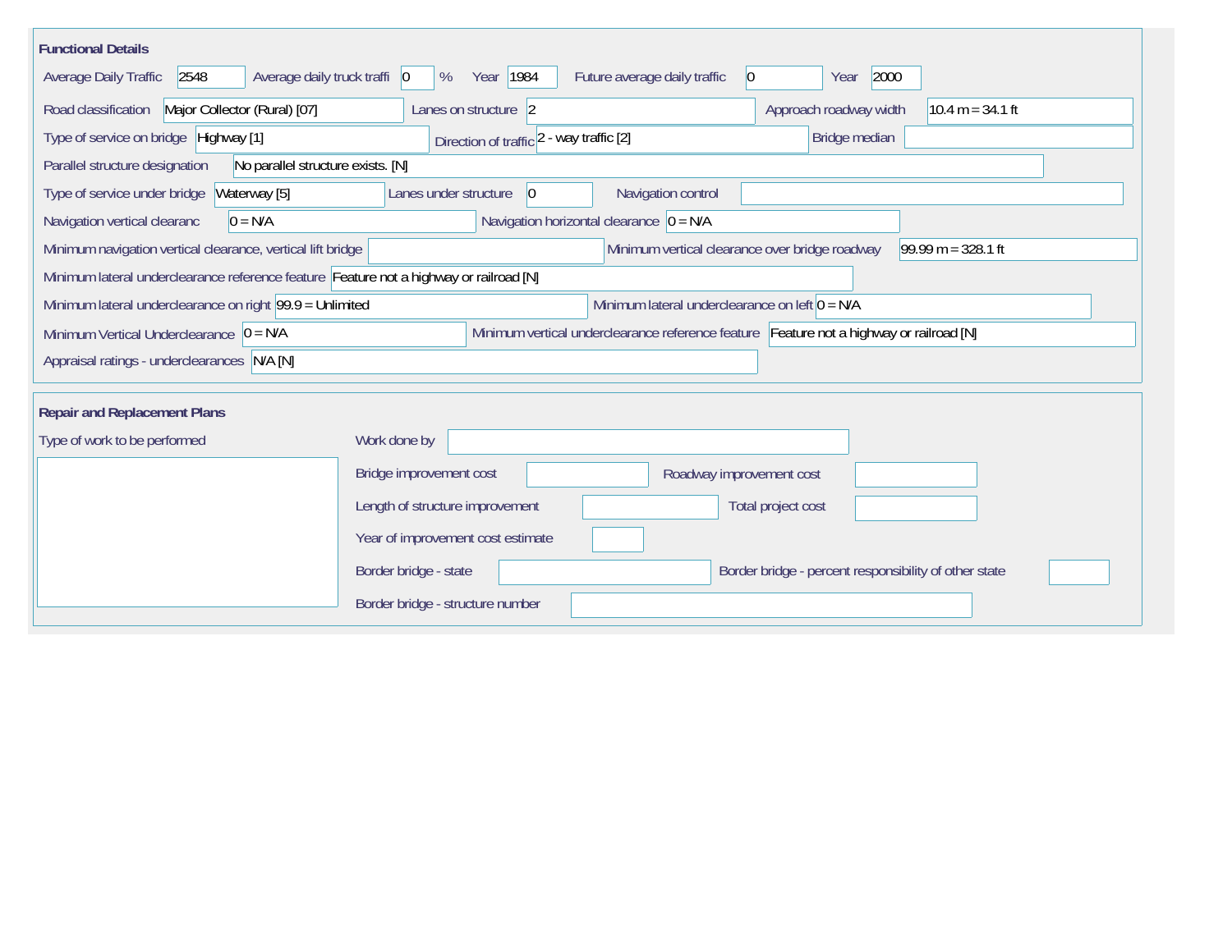## Functional Details

Average Daily Traffic: 2548
Average daily truck traffi: 0 %
Year: 1984
Future average daily traffic: 0
Year: 2000

Road classification: Major Collector (Rural) [07]
Lanes on structure: 2
Approach roadway width: 10.4 m = 34.1 ft

Type of service on bridge: Highway [1]
Direction of traffic: 2 - way traffic [2]
Bridge median:

Parallel structure designation: No parallel structure exists. [N]

Type of service under bridge: Waterway [5]
Lanes under structure: 0
Navigation control:

Navigation vertical clearanc: 0 = N/A
Navigation horizontal clearance: 0 = N/A

Minimum navigation vertical clearance, vertical lift bridge:
Minimum vertical clearance over bridge roadway: 99.99 m = 328.1 ft

Minimum lateral underclearance reference feature: Feature not a highway or railroad [N]

Minimum lateral underclearance on right: 99.9 = Unlimited
Minimum lateral underclearance on left: 0 = N/A

Minimum Vertical Underclearance: 0 = N/A
Minimum vertical underclearance reference feature: Feature not a highway or railroad [N]

Appraisal ratings - underclearances: N/A [N]

## Repair and Replacement Plans

Type of work to be performed:

Work done by:

Bridge improvement cost:
Roadway improvement cost:

Length of structure improvement:
Total project cost:

Year of improvement cost estimate:

Border bridge - state:
Border bridge - percent responsibility of other state:

Border bridge - structure number: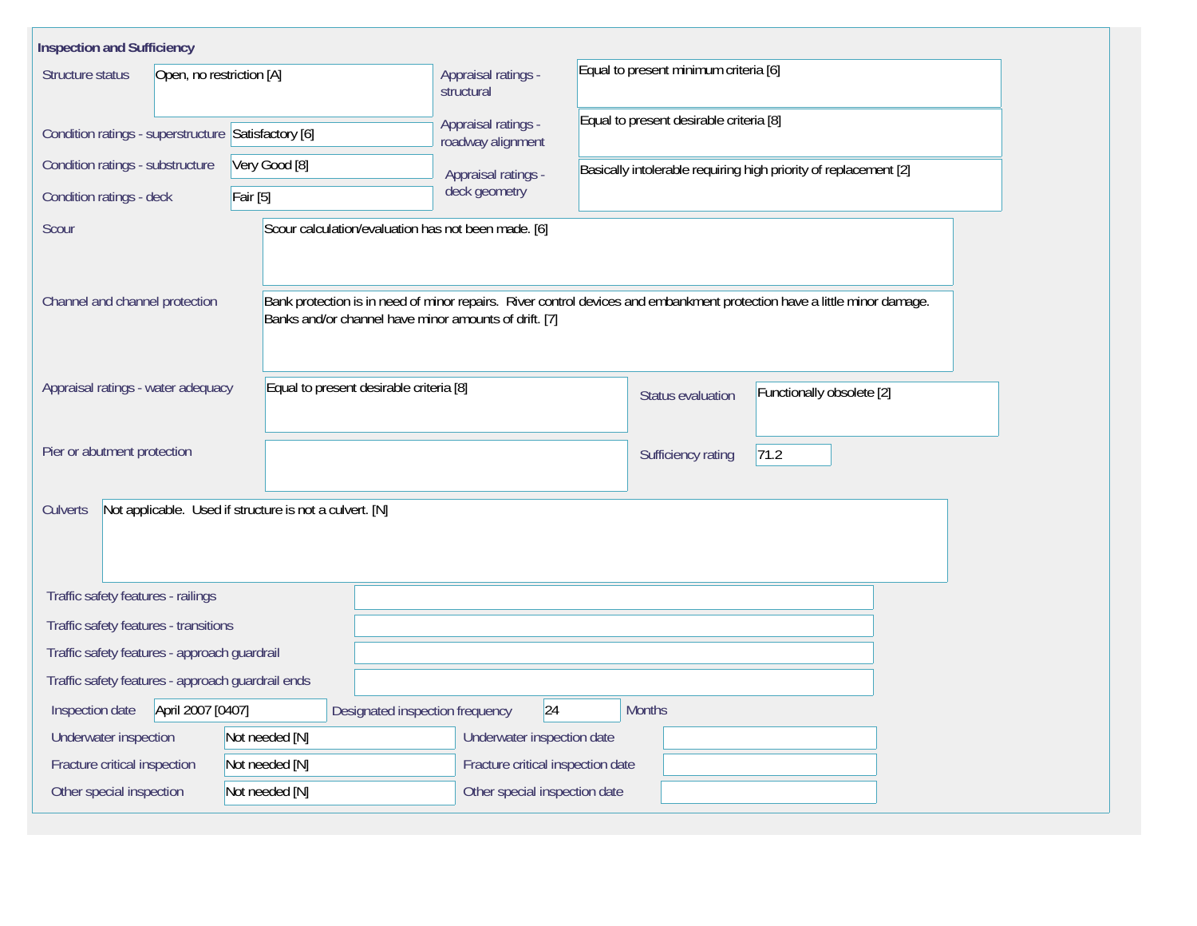## Inspection and Sufficiency

| | |
|---|---|
| Structure status | Open, no restriction [A] |
| Appraisal ratings - structural | Equal to present minimum criteria [6] |
| Condition ratings - superstructure | Satisfactory [6] |
| Appraisal ratings - roadway alignment | Equal to present desirable criteria [8] |
| Condition ratings - substructure | Very Good [8] |
| Appraisal ratings - deck geometry | Basically intolerable requiring high priority of replacement [2] |
| Condition ratings - deck | Fair [5] |
| Scour | Scour calculation/evaluation has not been made. [6] |
| Channel and channel protection | Bank protection is in need of minor repairs. River control devices and embankment protection have a little minor damage. Banks and/or channel have minor amounts of drift. [7] |
| Appraisal ratings - water adequacy | Equal to present desirable criteria [8] |
| Status evaluation | Functionally obsolete [2] |
| Pier or abutment protection | |
| Sufficiency rating | 71.2 |
| Culverts | Not applicable. Used if structure is not a culvert. [N] |
| Traffic safety features - railings | |
| Traffic safety features - transitions | |
| Traffic safety features - approach guardrail | |
| Traffic safety features - approach guardrail ends | |
| Inspection date | April 2007 [0407] |
| Designated inspection frequency | 24 Months |
| Underwater inspection | Not needed [N] |
| Underwater inspection date | |
| Fracture critical inspection | Not needed [N] |
| Fracture critical inspection date | |
| Other special inspection | Not needed [N] |
| Other special inspection date | |